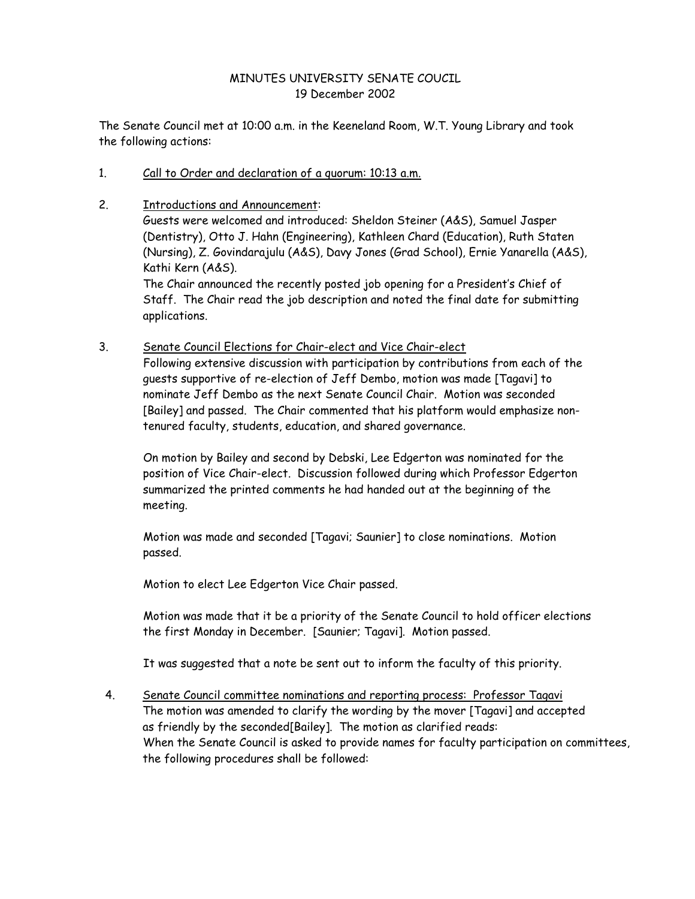# MINUTES UNIVERSITY SENATE COUCIL
## 19 December 2002

The Senate Council met at 10:00 a.m. in the Keeneland Room, W.T. Young Library and took the following actions:

1. Call to Order and declaration of a quorum: 10:13 a.m.

2. Introductions and Announcement:
   Guests were welcomed and introduced: Sheldon Steiner (A&S), Samuel Jasper (Dentistry), Otto J. Hahn (Engineering), Kathleen Chard (Education), Ruth Staten (Nursing), Z. Govindarajulu (A&S), Davy Jones (Grad School), Ernie Yanarella (A&S), Kathi Kern (A&S).
   The Chair announced the recently posted job opening for a President's Chief of Staff. The Chair read the job description and noted the final date for submitting applications.

3. Senate Council Elections for Chair-elect and Vice Chair-elect
   Following extensive discussion with participation by contributions from each of the guests supportive of re-election of Jeff Dembo, motion was made [Tagavi] to nominate Jeff Dembo as the next Senate Council Chair. Motion was seconded [Bailey] and passed. The Chair commented that his platform would emphasize non-tenured faculty, students, education, and shared governance.

   On motion by Bailey and second by Debski, Lee Edgerton was nominated for the position of Vice Chair-elect. Discussion followed during which Professor Edgerton summarized the printed comments he had handed out at the beginning of the meeting.

   Motion was made and seconded [Tagavi; Saunier] to close nominations. Motion passed.

   Motion to elect Lee Edgerton Vice Chair passed.

   Motion was made that it be a priority of the Senate Council to hold officer elections the first Monday in December. [Saunier; Tagavi]. Motion passed.

   It was suggested that a note be sent out to inform the faculty of this priority.

4. Senate Council committee nominations and reporting process: Professor Tagavi
   The motion was amended to clarify the wording by the mover [Tagavi] and accepted as friendly by the seconded[Bailey]. The motion as clarified reads:
   When the Senate Council is asked to provide names for faculty participation on committees, the following procedures shall be followed: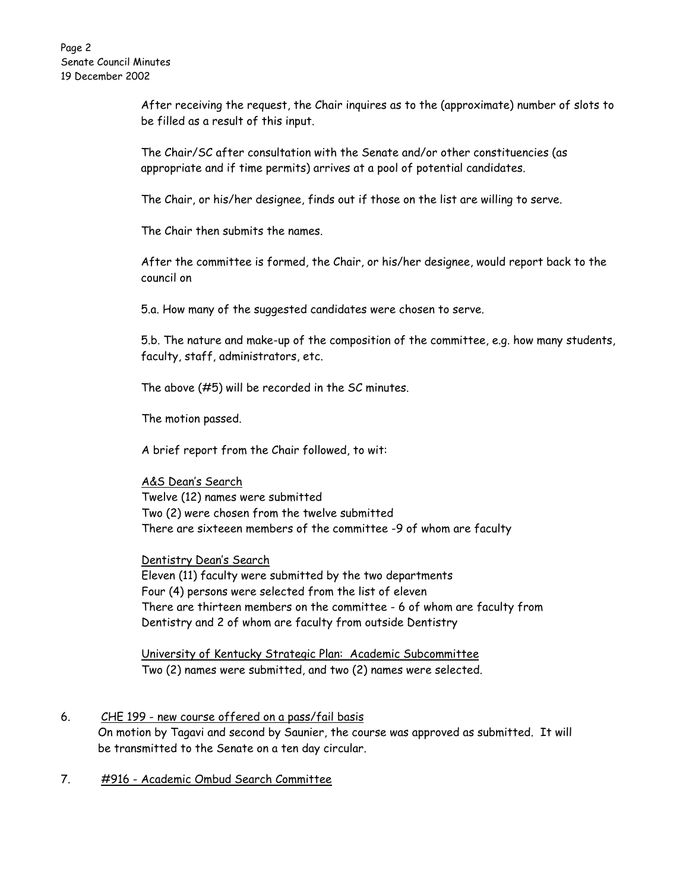After receiving the request, the Chair inquires as to the (approximate) number of slots to be filled as a result of this input.

The Chair/SC after consultation with the Senate and/or other constituencies (as appropriate and if time permits) arrives at a pool of potential candidates.

The Chair, or his/her designee, finds out if those on the list are willing to serve.

The Chair then submits the names.

After the committee is formed, the Chair, or his/her designee, would report back to the council on

5.a. How many of the suggested candidates were chosen to serve.

5.b. The nature and make-up of the composition of the committee, e.g. how many students, faculty, staff, administrators, etc.

The above (#5) will be recorded in the SC minutes.

The motion passed.

A brief report from the Chair followed, to wit:

<u>A&S Dean's Search</u>
Twelve (12) names were submitted
Two (2) were chosen from the twelve submitted
There are sixteeen members of the committee -9 of whom are faculty

<u>Dentistry Dean's Search</u>
Eleven (11) faculty were submitted by the two departments
Four (4) persons were selected from the list of eleven
There are thirteen members on the committee - 6 of whom are faculty from Dentistry and 2 of whom are faculty from outside Dentistry

<u>University of Kentucky Strategic Plan: Academic Subcommittee</u>
Two (2) names were submitted, and two (2) names were selected.

6. <u>CHE 199 - new course offered on a pass/fail basis</u>
On motion by Tagavi and second by Saunier, the course was approved as submitted. It will be transmitted to the Senate on a ten day circular.

7. <u>#916 - Academic Ombud Search Committee</u>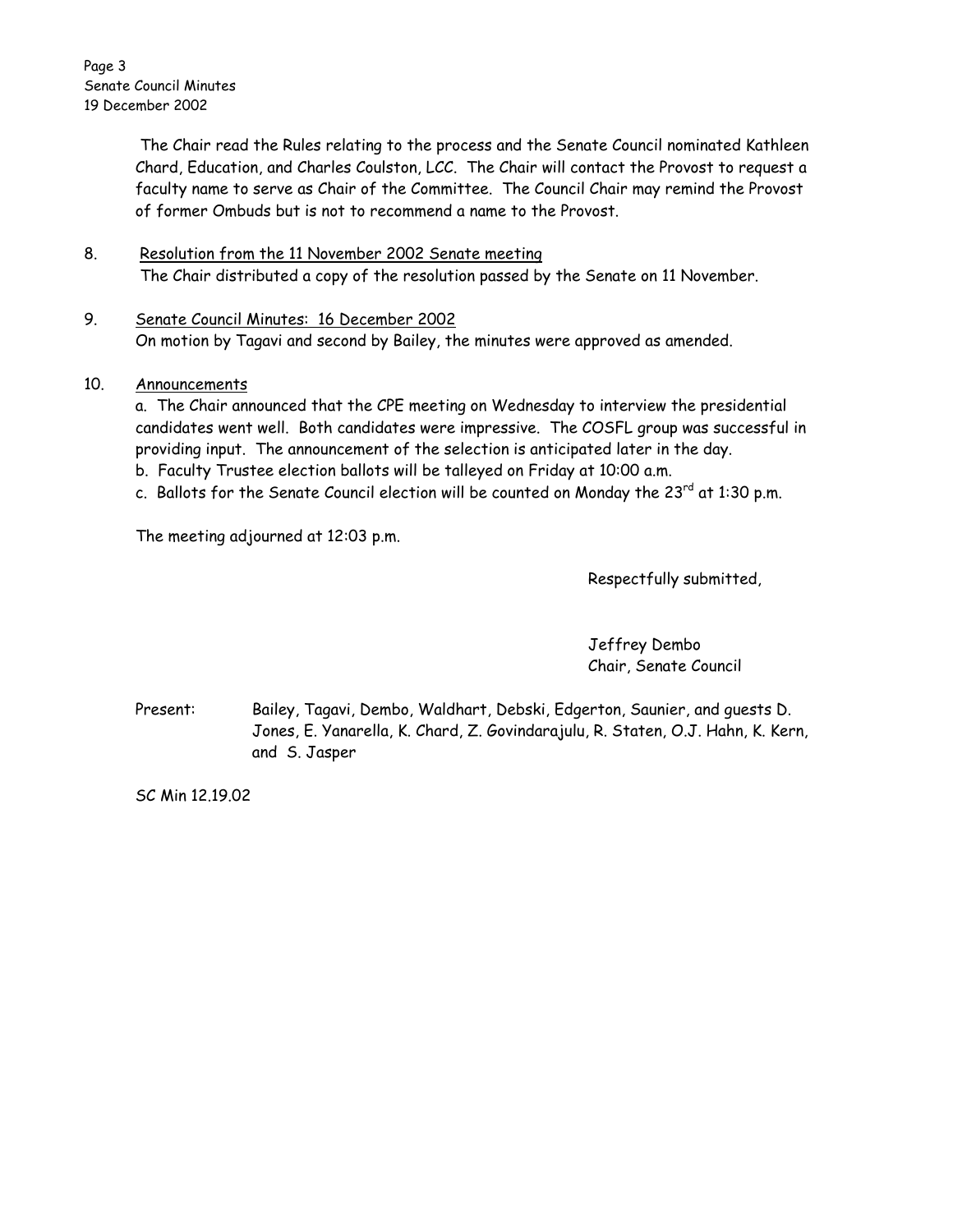The Chair read the Rules relating to the process and the Senate Council nominated Kathleen Chard, Education, and Charles Coulston, LCC. The Chair will contact the Provost to request a faculty name to serve as Chair of the Committee. The Council Chair may remind the Provost of former Ombuds but is not to recommend a name to the Provost.

8. Resolution from the 11 November 2002 Senate meeting
 The Chair distributed a copy of the resolution passed by the Senate on 11 November.

9. Senate Council Minutes: 16 December 2002
 On motion by Tagavi and second by Bailey, the minutes were approved as amended.

10. Announcements
 a. The Chair announced that the CPE meeting on Wednesday to interview the presidential candidates went well. Both candidates were impressive. The COSFL group was successful in providing input. The announcement of the selection is anticipated later in the day.
 b. Faculty Trustee election ballots will be talleyed on Friday at 10:00 a.m.
 c. Ballots for the Senate Council election will be counted on Monday the 23rd at 1:30 p.m.

The meeting adjourned at 12:03 p.m.

Respectfully submitted,

Jeffrey Dembo
Chair, Senate Council

Present: Bailey, Tagavi, Dembo, Waldhart, Debski, Edgerton, Saunier, and guests D. Jones, E. Yanarella, K. Chard, Z. Govindarajulu, R. Staten, O.J. Hahn, K. Kern, and S. Jasper

SC Min 12.19.02